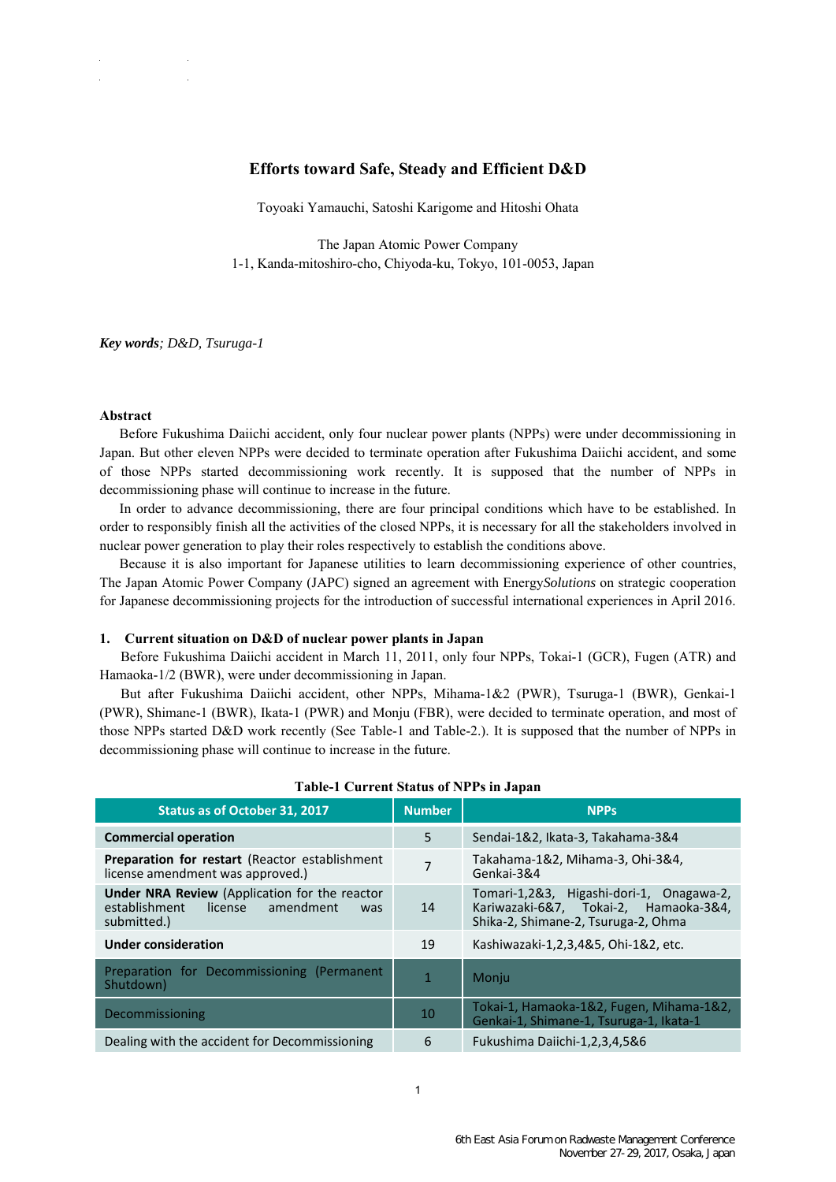# Efforts toward Safe, Steady and Efficient D&D

Toyoaki Yamauchi, Satoshi Karigome and Hitoshi Ohata

The Japan Atomic Power Company
1-1, Kanda-mitoshiro-cho, Chiyoda-ku, Tokyo, 101-0053, Japan

***Key words****; D&D, Tsuruga-1*

**Abstract**

Before Fukushima Daiichi accident, only four nuclear power plants (NPPs) were under decommissioning in Japan. But other eleven NPPs were decided to terminate operation after Fukushima Daiichi accident, and some of those NPPs started decommissioning work recently. It is supposed that the number of NPPs in decommissioning phase will continue to increase in the future.

In order to advance decommissioning, there are four principal conditions which have to be established. In order to responsibly finish all the activities of the closed NPPs, it is necessary for all the stakeholders involved in nuclear power generation to play their roles respectively to establish the conditions above.

Because it is also important for Japanese utilities to learn decommissioning experience of other countries, The Japan Atomic Power Company (JAPC) signed an agreement with Energy*Solutions* on strategic cooperation for Japanese decommissioning projects for the introduction of successful international experiences in April 2016.

## 1. Current situation on D&D of nuclear power plants in Japan

Before Fukushima Daiichi accident in March 11, 2011, only four NPPs, Tokai-1 (GCR), Fugen (ATR) and Hamaoka-1/2 (BWR), were under decommissioning in Japan.

But after Fukushima Daiichi accident, other NPPs, Mihama-1&2 (PWR), Tsuruga-1 (BWR), Genkai-1 (PWR), Shimane-1 (BWR), Ikata-1 (PWR) and Monju (FBR), were decided to terminate operation, and most of those NPPs started D&D work recently (See Table-1 and Table-2.). It is supposed that the number of NPPs in decommissioning phase will continue to increase in the future.

**Table-1 Current Status of NPPs in Japan**

| Status as of October 31, 2017 | Number | NPPs |
|---|---|---|
| **Commercial operation** | 5 | Sendai-1&2, Ikata-3, Takahama-3&4 |
| **Preparation for restart** (Reactor establishment license amendment was approved.) | 7 | Takahama-1&2, Mihama-3, Ohi-3&4, Genkai-3&4 |
| **Under NRA Review** (Application for the reactor establishment license amendment was submitted.) | 14 | Tomari-1,2&3, Higashi-dori-1, Onagawa-2, Kariwazaki-6&7, Tokai-2, Hamaoka-3&4, Shika-2, Shimane-2, Tsuruga-2, Ohma |
| **Under consideration** | 19 | Kashiwazaki-1,2,3,4&5, Ohi-1&2, etc. |
| Preparation for Decommissioning (Permanent Shutdown) | 1 | Monju |
| Decommissioning | 10 | Tokai-1, Hamaoka-1&2, Fugen, Mihama-1&2, Genkai-1, Shimane-1, Tsuruga-1, Ikata-1 |
| Dealing with the accident for Decommissioning | 6 | Fukushima Daiichi-1,2,3,4,5&6 |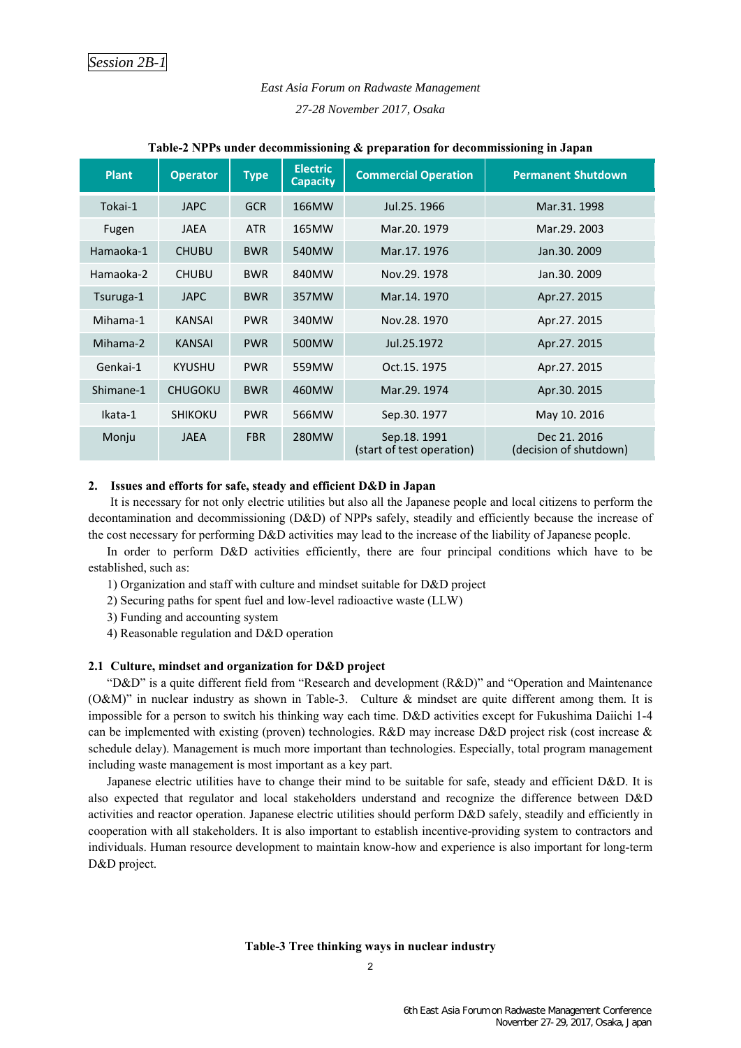**Table-2 NPPs under decommissioning & preparation for decommissioning in Japan**

| Plant | Operator | Type | Electric Capacity | Commercial Operation | Permanent Shutdown |
|---|---|---|---|---|---|
| Tokai-1 | JAPC | GCR | 166MW | Jul.25. 1966 | Mar.31. 1998 |
| Fugen | JAEA | ATR | 165MW | Mar.20. 1979 | Mar.29. 2003 |
| Hamaoka-1 | CHUBU | BWR | 540MW | Mar.17. 1976 | Jan.30. 2009 |
| Hamaoka-2 | CHUBU | BWR | 840MW | Nov.29. 1978 | Jan.30. 2009 |
| Tsuruga-1 | JAPC | BWR | 357MW | Mar.14. 1970 | Apr.27. 2015 |
| Mihama-1 | KANSAI | PWR | 340MW | Nov.28. 1970 | Apr.27. 2015 |
| Mihama-2 | KANSAI | PWR | 500MW | Jul.25.1972 | Apr.27. 2015 |
| Genkai-1 | KYUSHU | PWR | 559MW | Oct.15. 1975 | Apr.27. 2015 |
| Shimane-1 | CHUGOKU | BWR | 460MW | Mar.29. 1974 | Apr.30. 2015 |
| Ikata-1 | SHIKOKU | PWR | 566MW | Sep.30. 1977 | May 10. 2016 |
| Monju | JAEA | FBR | 280MW | Sep.18. 1991 (start of test operation) | Dec 21. 2016 (decision of shutdown) |

## 2. Issues and efforts for safe, steady and efficient D&D in Japan

It is necessary for not only electric utilities but also all the Japanese people and local citizens to perform the decontamination and decommissioning (D&D) of NPPs safely, steadily and efficiently because the increase of the cost necessary for performing D&D activities may lead to the increase of the liability of Japanese people.

In order to perform D&D activities efficiently, there are four principal conditions which have to be established, such as:

1) Organization and staff with culture and mindset suitable for D&D project
2) Securing paths for spent fuel and low-level radioactive waste (LLW)
3) Funding and accounting system
4) Reasonable regulation and D&D operation

### 2.1 Culture, mindset and organization for D&D project

"D&D" is a quite different field from "Research and development (R&D)" and "Operation and Maintenance (O&M)" in nuclear industry as shown in Table-3. Culture & mindset are quite different among them. It is impossible for a person to switch his thinking way each time. D&D activities except for Fukushima Daiichi 1-4 can be implemented with existing (proven) technologies. R&D may increase D&D project risk (cost increase & schedule delay). Management is much more important than technologies. Especially, total program management including waste management is most important as a key part.

Japanese electric utilities have to change their mind to be suitable for safe, steady and efficient D&D. It is also expected that regulator and local stakeholders understand and recognize the difference between D&D activities and reactor operation. Japanese electric utilities should perform D&D safely, steadily and efficiently in cooperation with all stakeholders. It is also important to establish incentive-providing system to contractors and individuals. Human resource development to maintain know-how and experience is also important for long-term D&D project.

**Table-3 Tree thinking ways in nuclear industry**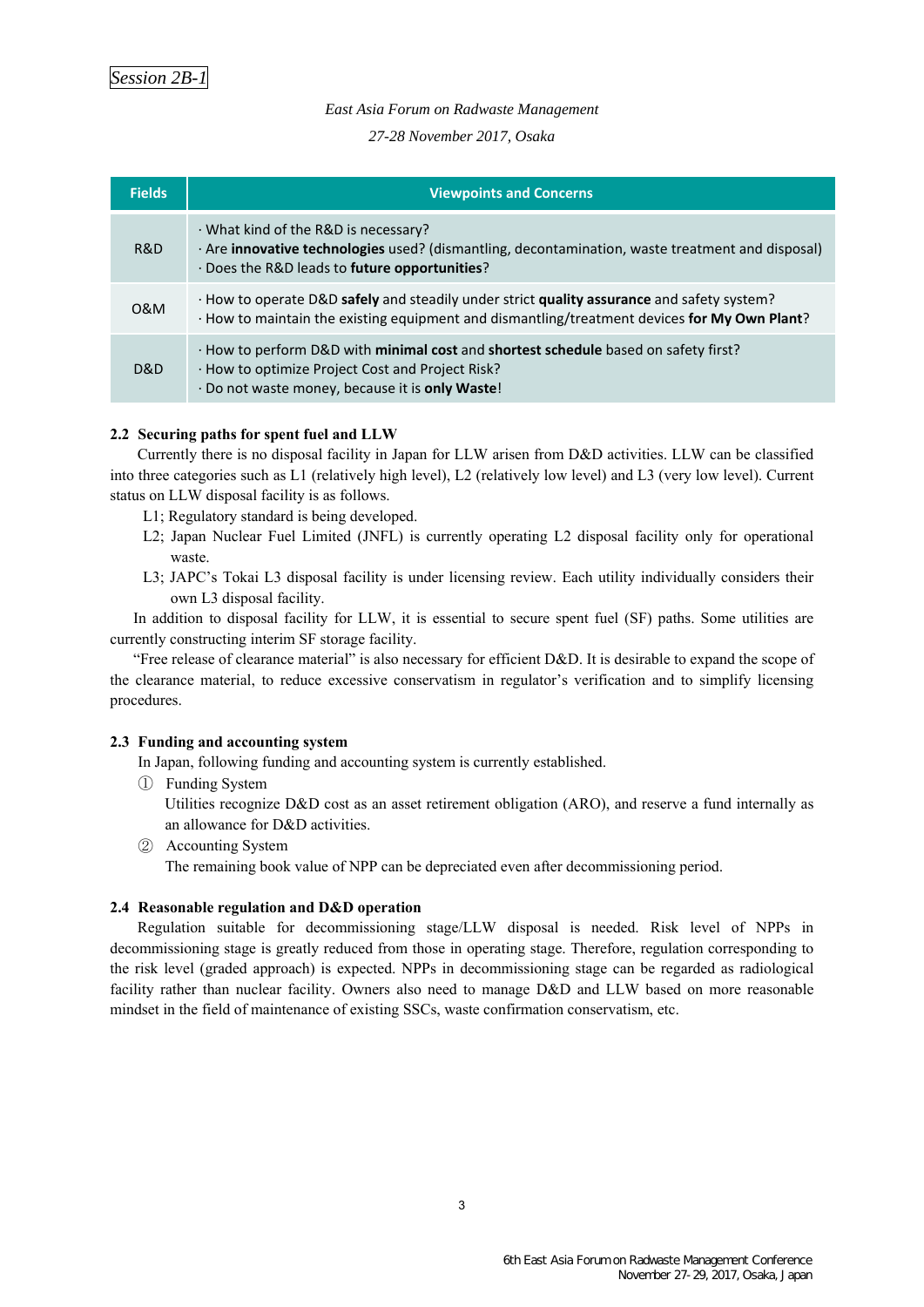| Fields | Viewpoints and Concerns |
|---|---|
| R&D | · What kind of the R&D is necessary?<br>· Are **innovative technologies** used? (dismantling, decontamination, waste treatment and disposal)<br>· Does the R&D leads to **future opportunities**? |
| O&M | · How to operate D&D **safely** and steadily under strict **quality assurance** and safety system?<br>· How to maintain the existing equipment and dismantling/treatment devices **for My Own Plant**? |
| D&D | · How to perform D&D with **minimal cost** and **shortest schedule** based on safety first?<br>· How to optimize Project Cost and Project Risk?<br>· Do not waste money, because it is **only Waste**! |

### 2.2 Securing paths for spent fuel and LLW

Currently there is no disposal facility in Japan for LLW arisen from D&D activities. LLW can be classified into three categories such as L1 (relatively high level), L2 (relatively low level) and L3 (very low level). Current status on LLW disposal facility is as follows.

L1; Regulatory standard is being developed.

L2; Japan Nuclear Fuel Limited (JNFL) is currently operating L2 disposal facility only for operational waste.

L3; JAPC's Tokai L3 disposal facility is under licensing review. Each utility individually considers their own L3 disposal facility.

In addition to disposal facility for LLW, it is essential to secure spent fuel (SF) paths. Some utilities are currently constructing interim SF storage facility.

"Free release of clearance material" is also necessary for efficient D&D. It is desirable to expand the scope of the clearance material, to reduce excessive conservatism in regulator's verification and to simplify licensing procedures.

### 2.3 Funding and accounting system

In Japan, following funding and accounting system is currently established.

① Funding System
Utilities recognize D&D cost as an asset retirement obligation (ARO), and reserve a fund internally as an allowance for D&D activities.

② Accounting System
The remaining book value of NPP can be depreciated even after decommissioning period.

### 2.4 Reasonable regulation and D&D operation

Regulation suitable for decommissioning stage/LLW disposal is needed. Risk level of NPPs in decommissioning stage is greatly reduced from those in operating stage. Therefore, regulation corresponding to the risk level (graded approach) is expected. NPPs in decommissioning stage can be regarded as radiological facility rather than nuclear facility. Owners also need to manage D&D and LLW based on more reasonable mindset in the field of maintenance of existing SSCs, waste confirmation conservatism, etc.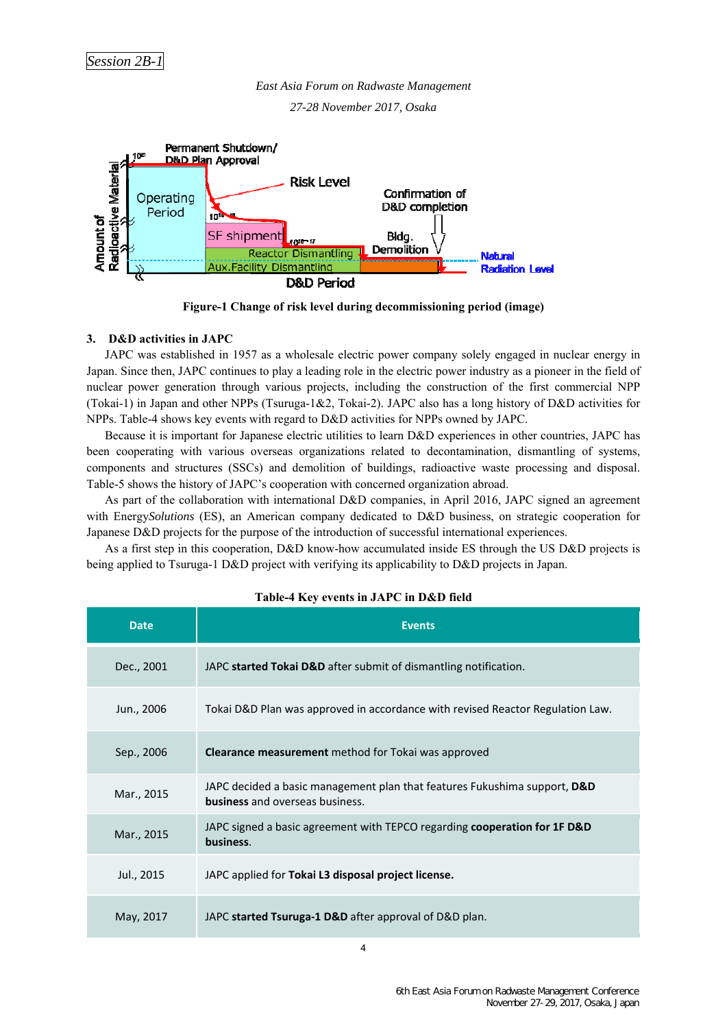Figure-1 Change of risk level during decommissioning period (image)

### 3. D&D activities in JAPC

JAPC was established in 1957 as a wholesale electric power company solely engaged in nuclear energy in Japan. Since then, JAPC continues to play a leading role in the electric power industry as a pioneer in the field of nuclear power generation through various projects, including the construction of the first commercial NPP (Tokai-1) in Japan and other NPPs (Tsuruga-1&2, Tokai-2). JAPC also has a long history of D&D activities for NPPs. Table-4 shows key events with regard to D&D activities for NPPs owned by JAPC.

Because it is important for Japanese electric utilities to learn D&D experiences in other countries, JAPC has been cooperating with various overseas organizations related to decontamination, dismantling of systems, components and structures (SSCs) and demolition of buildings, radioactive waste processing and disposal. Table-5 shows the history of JAPC's cooperation with concerned organization abroad.

As part of the collaboration with international D&D companies, in April 2016, JAPC signed an agreement with Energy*Solutions* (ES), an American company dedicated to D&D business, on strategic cooperation for Japanese D&D projects for the purpose of the introduction of successful international experiences.

As a first step in this cooperation, D&D know-how accumulated inside ES through the US D&D projects is being applied to Tsuruga-1 D&D project with verifying its applicability to D&D projects in Japan.

**Table-4 Key events in JAPC in D&D field**

| Date | Events |
|---|---|
| Dec., 2001 | JAPC **started Tokai D&D** after submit of dismantling notification. |
| Jun., 2006 | Tokai D&D Plan was approved in accordance with revised Reactor Regulation Law. |
| Sep., 2006 | **Clearance measurement** method for Tokai was approved |
| Mar., 2015 | JAPC decided a basic management plan that features Fukushima support, **D&D business** and overseas business. |
| Mar., 2015 | JAPC signed a basic agreement with TEPCO regarding **cooperation for 1F D&D business**. |
| Jul., 2015 | JAPC applied for **Tokai L3 disposal project license.** |
| May, 2017 | JAPC **started Tsuruga-1 D&D** after approval of D&D plan. |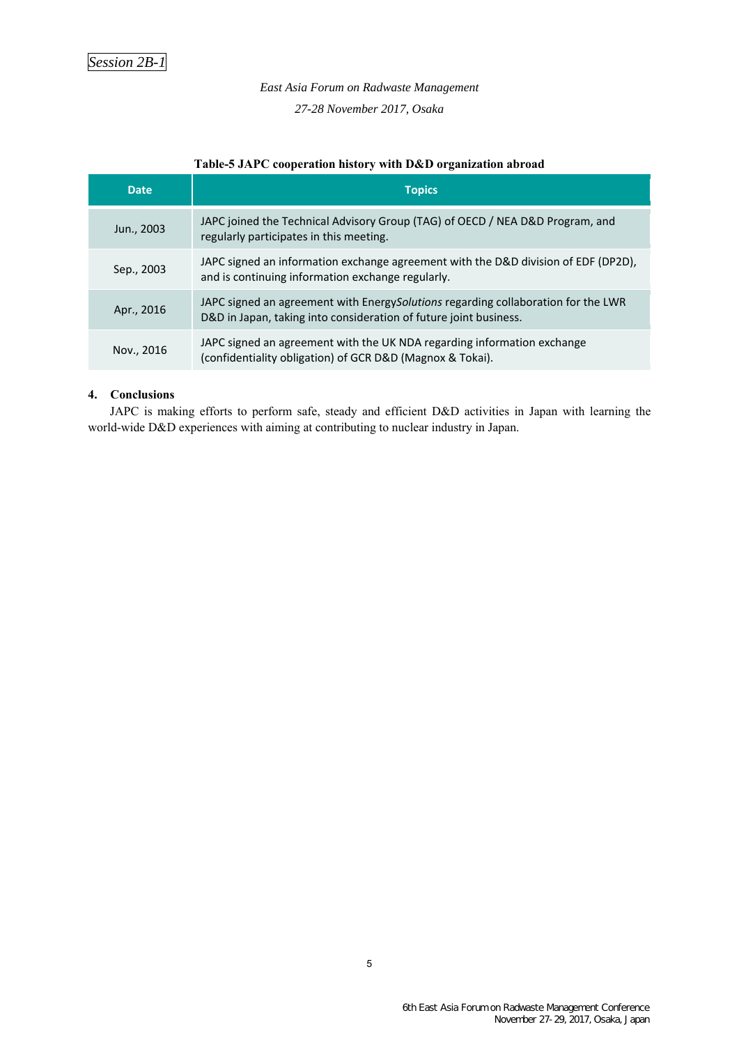**Table-5 JAPC cooperation history with D&D organization abroad**

| Date | Topics |
|---|---|
| Jun., 2003 | JAPC joined the Technical Advisory Group (TAG) of OECD / NEA D&D Program, and regularly participates in this meeting. |
| Sep., 2003 | JAPC signed an information exchange agreement with the D&D division of EDF (DP2D), and is continuing information exchange regularly. |
| Apr., 2016 | JAPC signed an agreement with Energy*Solutions* regarding collaboration for the LWR D&D in Japan, taking into consideration of future joint business. |
| Nov., 2016 | JAPC signed an agreement with the UK NDA regarding information exchange (confidentiality obligation) of GCR D&D (Magnox & Tokai). |

## 4. Conclusions

JAPC is making efforts to perform safe, steady and efficient D&D activities in Japan with learning the world-wide D&D experiences with aiming at contributing to nuclear industry in Japan.